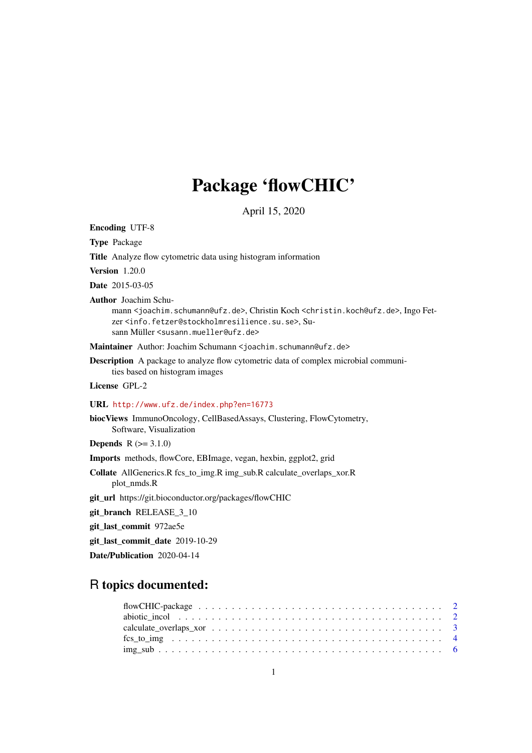# Package 'flowCHIC'

April 15, 2020

**Encoding** UTF-8

**Type** Package

**Title** Analyze flow cytometric data using histogram information

**Version** 1.20.0

**Date** 2015-03-05

**Author** Joachim Schumann <joachim.schumann@ufz.de>, Christin Koch <christin.koch@ufz.de>, Ingo Fetzer <info.fetzer@stockholmresilience.su.se>, Susann Müller <susann.mueller@ufz.de>

**Maintainer** Author: Joachim Schumann <joachim.schumann@ufz.de>

**Description** A package to analyze flow cytometric data of complex microbial communities based on histogram images

**License** GPL-2

**URL** http://www.ufz.de/index.php?en=16773

**biocViews** ImmunoOncology, CellBasedAssays, Clustering, FlowCytometry, Software, Visualization

**Depends** R (>= 3.1.0)

**Imports** methods, flowCore, EBImage, vegan, hexbin, ggplot2, grid

**Collate** AllGenerics.R fcs_to_img.R img_sub.R calculate_overlaps_xor.R plot_nmds.R

**git_url** https://git.bioconductor.org/packages/flowCHIC

**git_branch** RELEASE_3_10

**git_last_commit** 972ae5e

**git_last_commit_date** 2019-10-29

**Date/Publication** 2020-04-14

## R topics documented:

flowCHIC-package . . . . . . . . . . . . . . . . . . . . . . . . . . . . . . . . . . . . 2
abiotic_incol . . . . . . . . . . . . . . . . . . . . . . . . . . . . . . . . . . . . . . . 2
calculate_overlaps_xor . . . . . . . . . . . . . . . . . . . . . . . . . . . . . . . . . . 3
fcs_to_img . . . . . . . . . . . . . . . . . . . . . . . . . . . . . . . . . . . . . . . . 4
img_sub . . . . . . . . . . . . . . . . . . . . . . . . . . . . . . . . . . . . . . . . . 6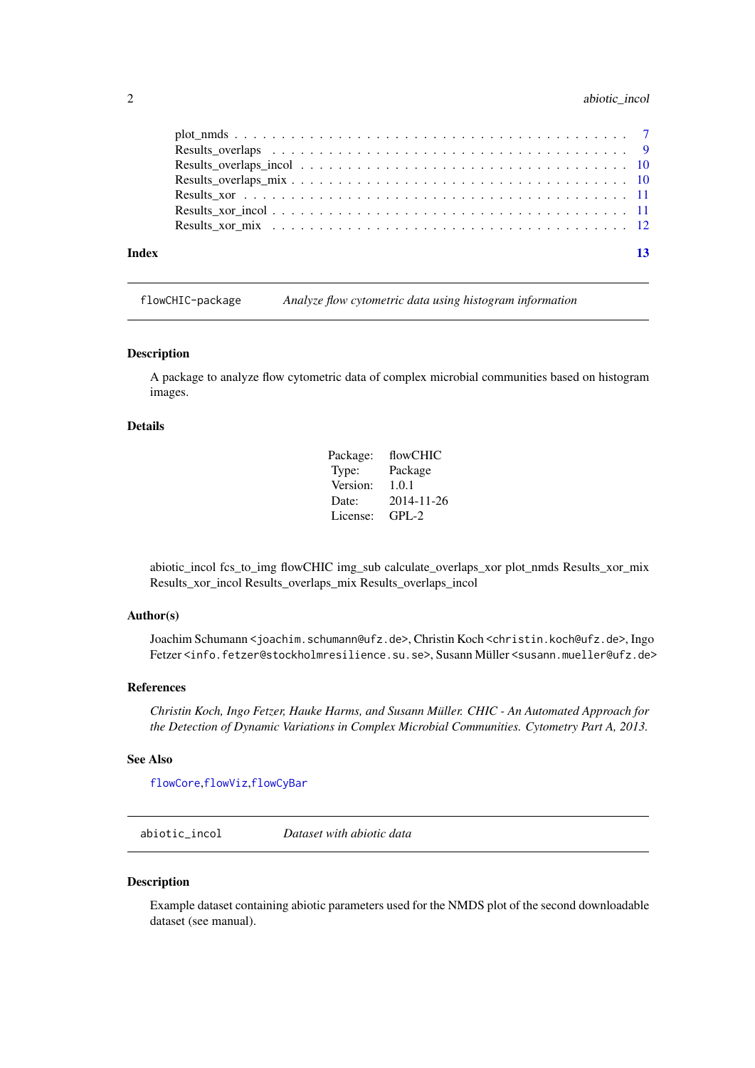plot_nmds . . . . . . . . . . . . . . . . . . . . . . . . . . . . . . . . . . . . . 7
Results_overlaps . . . . . . . . . . . . . . . . . . . . . . . . . . . . . . . . . . 9
Results_overlaps_incol . . . . . . . . . . . . . . . . . . . . . . . . . . . . . . 10
Results_overlaps_mix . . . . . . . . . . . . . . . . . . . . . . . . . . . . . . . 10
Results_xor . . . . . . . . . . . . . . . . . . . . . . . . . . . . . . . . . . . . 11
Results_xor_incol . . . . . . . . . . . . . . . . . . . . . . . . . . . . . . . . . 11
Results_xor_mix . . . . . . . . . . . . . . . . . . . . . . . . . . . . . . . . . . 12

**Index** **13**

---

`flowCHIC-package` *Analyze flow cytometric data using histogram information*

---

### Description

A package to analyze flow cytometric data of complex microbial communities based on histogram images.

### Details

| | |
|---|---|
| Package: | flowCHIC |
| Type: | Package |
| Version: | 1.0.1 |
| Date: | 2014-11-26 |
| License: | GPL-2 |

abiotic_incol fcs_to_img flowCHIC img_sub calculate_overlaps_xor plot_nmds Results_xor_mix Results_xor_incol Results_overlaps_mix Results_overlaps_incol

### Author(s)

Joachim Schumann <joachim.schumann@ufz.de>, Christin Koch <christin.koch@ufz.de>, Ingo Fetzer <info.fetzer@stockholmresilience.su.se>, Susann Müller <susann.mueller@ufz.de>

### References

*Christin Koch, Ingo Fetzer, Hauke Harms, and Susann Müller. CHIC - An Automated Approach for the Detection of Dynamic Variations in Complex Microbial Communities. Cytometry Part A, 2013.*

### See Also

flowCore,flowViz,flowCyBar

---

`abiotic_incol` *Dataset with abiotic data*

---

### Description

Example dataset containing abiotic parameters used for the NMDS plot of the second downloadable dataset (see manual).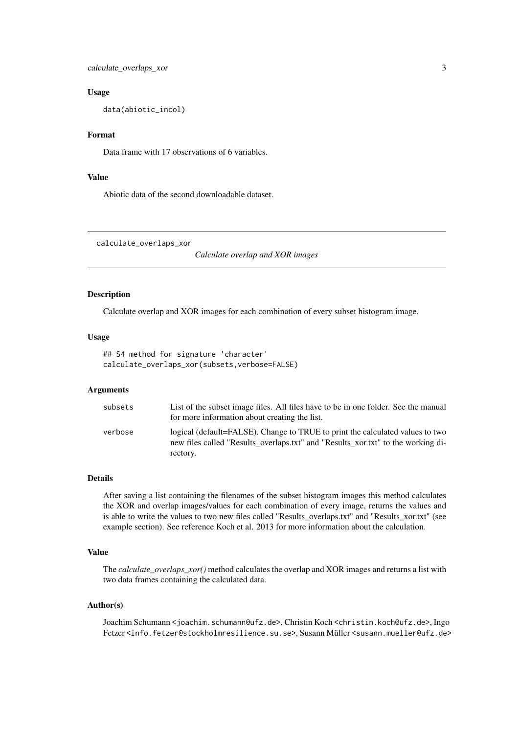### Usage

```
data(abiotic_incol)
```

### Format

Data frame with 17 observations of 6 variables.

### Value

Abiotic data of the second downloadable dataset.

---

## calculate_overlaps_xor

*Calculate overlap and XOR images*

---

### Description

Calculate overlap and XOR images for each combination of every subset histogram image.

### Usage

```
## S4 method for signature 'character'
calculate_overlaps_xor(subsets,verbose=FALSE)
```

### Arguments

| | |
|---|---|
| subsets | List of the subset image files. All files have to be in one folder. See the manual for more information about creating the list. |
| verbose | logical (default=FALSE). Change to TRUE to print the calculated values to two new files called "Results_overlaps.txt" and "Results_xor.txt" to the working directory. |

### Details

After saving a list containing the filenames of the subset histogram images this method calculates the XOR and overlap images/values for each combination of every image, returns the values and is able to write the values to two new files called "Results_overlaps.txt" and "Results_xor.txt" (see example section). See reference Koch et al. 2013 for more information about the calculation.

### Value

The *calculate_overlaps_xor()* method calculates the overlap and XOR images and returns a list with two data frames containing the calculated data.

### Author(s)

Joachim Schumann <joachim.schumann@ufz.de>, Christin Koch <christin.koch@ufz.de>, Ingo Fetzer <info.fetzer@stockholmresilience.su.se>, Susann Müller <susann.mueller@ufz.de>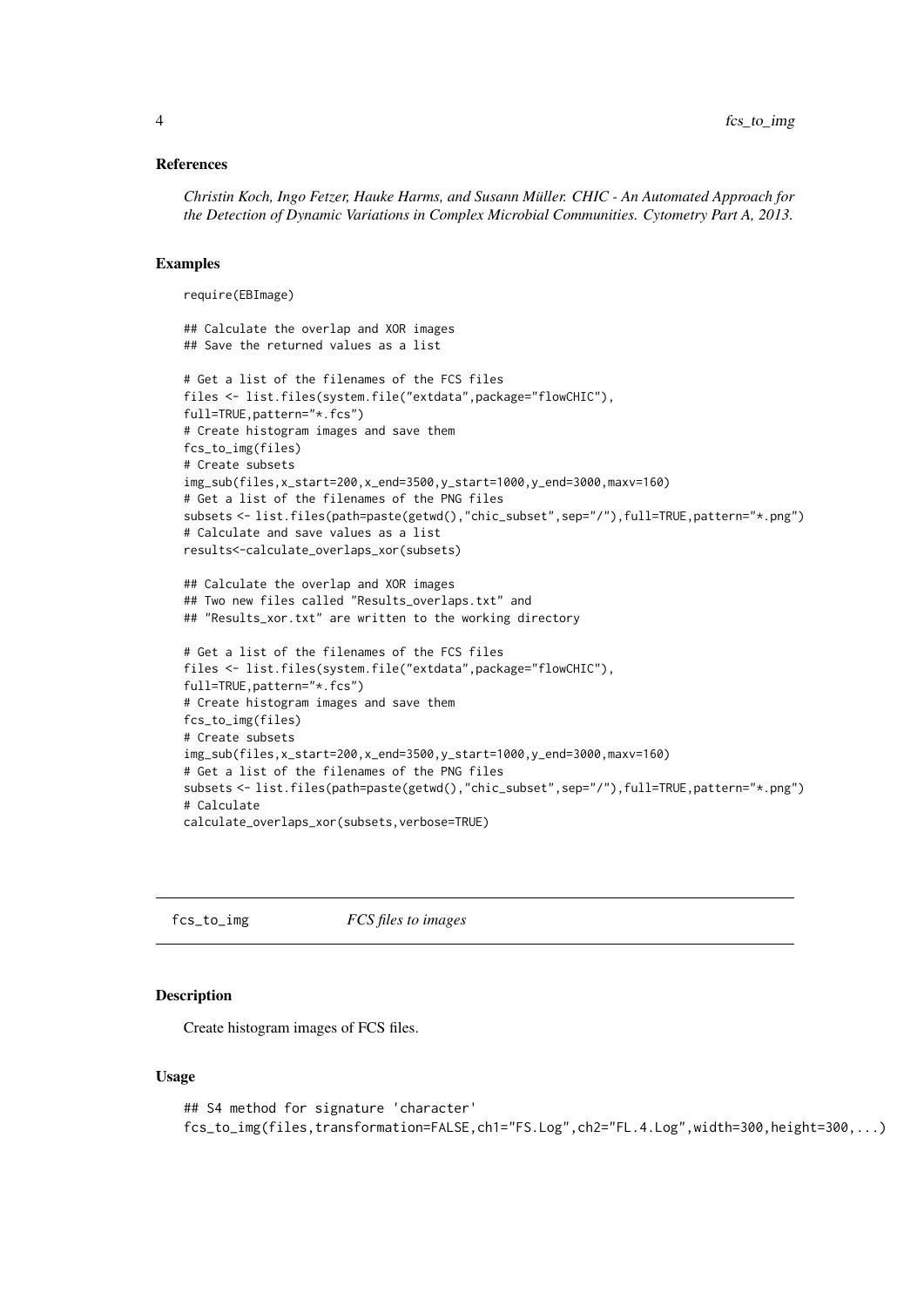### References

*Christin Koch, Ingo Fetzer, Hauke Harms, and Susann Müller. CHIC - An Automated Approach for the Detection of Dynamic Variations in Complex Microbial Communities. Cytometry Part A, 2013.*

### Examples

```
require(EBImage)

## Calculate the overlap and XOR images
## Save the returned values as a list

# Get a list of the filenames of the FCS files
files <- list.files(system.file("extdata",package="flowCHIC"),
full=TRUE,pattern="*.fcs")
# Create histogram images and save them
fcs_to_img(files)
# Create subsets
img_sub(files,x_start=200,x_end=3500,y_start=1000,y_end=3000,maxv=160)
# Get a list of the filenames of the PNG files
subsets <- list.files(path=paste(getwd(),"chic_subset",sep="/"),full=TRUE,pattern="*.png")
# Calculate and save values as a list
results<-calculate_overlaps_xor(subsets)

## Calculate the overlap and XOR images
## Two new files called "Results_overlaps.txt" and
## "Results_xor.txt" are written to the working directory

# Get a list of the filenames of the FCS files
files <- list.files(system.file("extdata",package="flowCHIC"),
full=TRUE,pattern="*.fcs")
# Create histogram images and save them
fcs_to_img(files)
# Create subsets
img_sub(files,x_start=200,x_end=3500,y_start=1000,y_end=3000,maxv=160)
# Get a list of the filenames of the PNG files
subsets <- list.files(path=paste(getwd(),"chic_subset",sep="/"),full=TRUE,pattern="*.png")
# Calculate
calculate_overlaps_xor(subsets,verbose=TRUE)
```

---

## fcs_to_img — *FCS files to images*

### Description

Create histogram images of FCS files.

### Usage

```
## S4 method for signature 'character'
fcs_to_img(files,transformation=FALSE,ch1="FS.Log",ch2="FL.4.Log",width=300,height=300,...)
```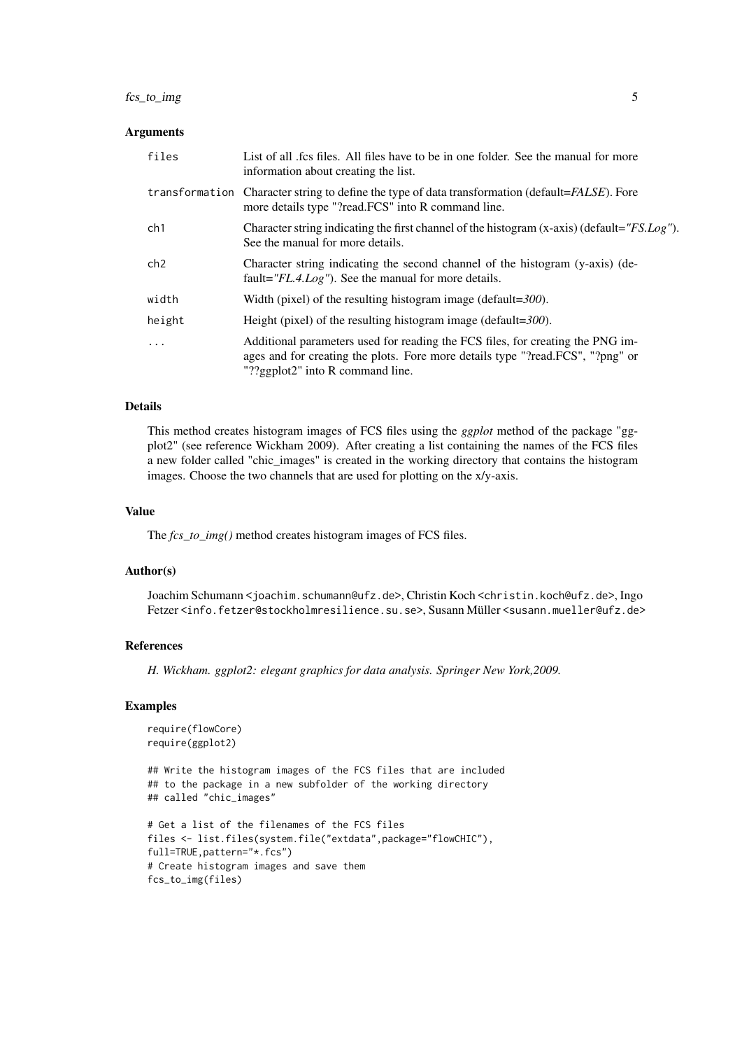### Arguments

| | |
|---|---|
| files | List of all .fcs files. All files have to be in one folder. See the manual for more information about creating the list. |
| transformation | Character string to define the type of data transformation (default=*FALSE*). Fore more details type "?read.FCS" into R command line. |
| ch1 | Character string indicating the first channel of the histogram (x-axis) (default=*"FS.Log"*). See the manual for more details. |
| ch2 | Character string indicating the second channel of the histogram (y-axis) (default=*"FL.4.Log"*). See the manual for more details. |
| width | Width (pixel) of the resulting histogram image (default=*300*). |
| height | Height (pixel) of the resulting histogram image (default=*300*). |
| ... | Additional parameters used for reading the FCS files, for creating the PNG images and for creating the plots. Fore more details type "?read.FCS", "?png" or "??ggplot2" into R command line. |

### Details

This method creates histogram images of FCS files using the *ggplot* method of the package "ggplot2" (see reference Wickham 2009). After creating a list containing the names of the FCS files a new folder called "chic_images" is created in the working directory that contains the histogram images. Choose the two channels that are used for plotting on the x/y-axis.

### Value

The *fcs_to_img()* method creates histogram images of FCS files.

### Author(s)

Joachim Schumann <joachim.schumann@ufz.de>, Christin Koch <christin.koch@ufz.de>, Ingo Fetzer <info.fetzer@stockholmresilience.su.se>, Susann Müller <susann.mueller@ufz.de>

### References

*H. Wickham. ggplot2: elegant graphics for data analysis. Springer New York,2009.*

### Examples

```
require(flowCore)
require(ggplot2)

## Write the histogram images of the FCS files that are included
## to the package in a new subfolder of the working directory
## called "chic_images"

# Get a list of the filenames of the FCS files
files <- list.files(system.file("extdata",package="flowCHIC"),
full=TRUE,pattern="*.fcs")
# Create histogram images and save them
fcs_to_img(files)
```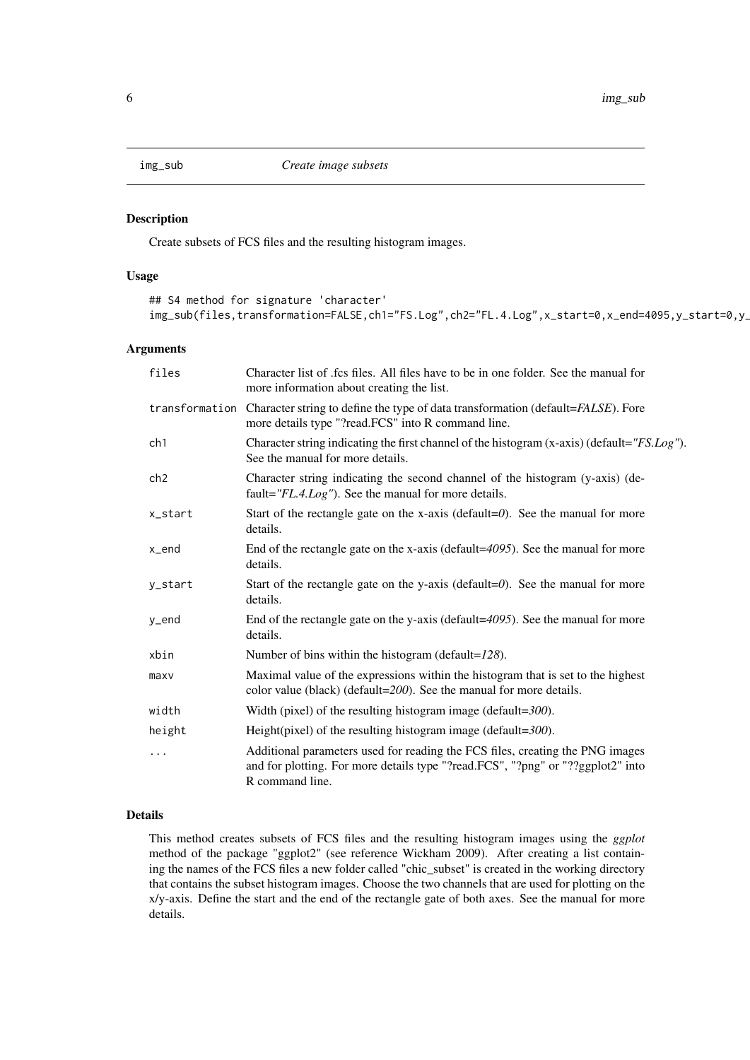img_sub — *Create image subsets*

### Description

Create subsets of FCS files and the resulting histogram images.

### Usage

```
## S4 method for signature 'character'
img_sub(files,transformation=FALSE,ch1="FS.Log",ch2="FL.4.Log",x_start=0,x_end=4095,y_start=0,y_
```

### Arguments

| | |
|---|---|
| files | Character list of .fcs files. All files have to be in one folder. See the manual for more information about creating the list. |
| transformation | Character string to define the type of data transformation (default=*FALSE*). Fore more details type "?read.FCS" into R command line. |
| ch1 | Character string indicating the first channel of the histogram (x-axis) (default=*"FS.Log"*). See the manual for more details. |
| ch2 | Character string indicating the second channel of the histogram (y-axis) (default=*"FL.4.Log"*). See the manual for more details. |
| x_start | Start of the rectangle gate on the x-axis (default=*0*). See the manual for more details. |
| x_end | End of the rectangle gate on the x-axis (default=*4095*). See the manual for more details. |
| y_start | Start of the rectangle gate on the y-axis (default=*0*). See the manual for more details. |
| y_end | End of the rectangle gate on the y-axis (default=*4095*). See the manual for more details. |
| xbin | Number of bins within the histogram (default=*128*). |
| maxv | Maximal value of the expressions within the histogram that is set to the highest color value (black) (default=*200*). See the manual for more details. |
| width | Width (pixel) of the resulting histogram image (default=*300*). |
| height | Height(pixel) of the resulting histogram image (default=*300*). |
| ... | Additional parameters used for reading the FCS files, creating the PNG images and for plotting. For more details type "?read.FCS", "?png" or "??ggplot2" into R command line. |

### Details

This method creates subsets of FCS files and the resulting histogram images using the *ggplot* method of the package "ggplot2" (see reference Wickham 2009). After creating a list containing the names of the FCS files a new folder called "chic_subset" is created in the working directory that contains the subset histogram images. Choose the two channels that are used for plotting on the x/y-axis. Define the start and the end of the rectangle gate of both axes. See the manual for more details.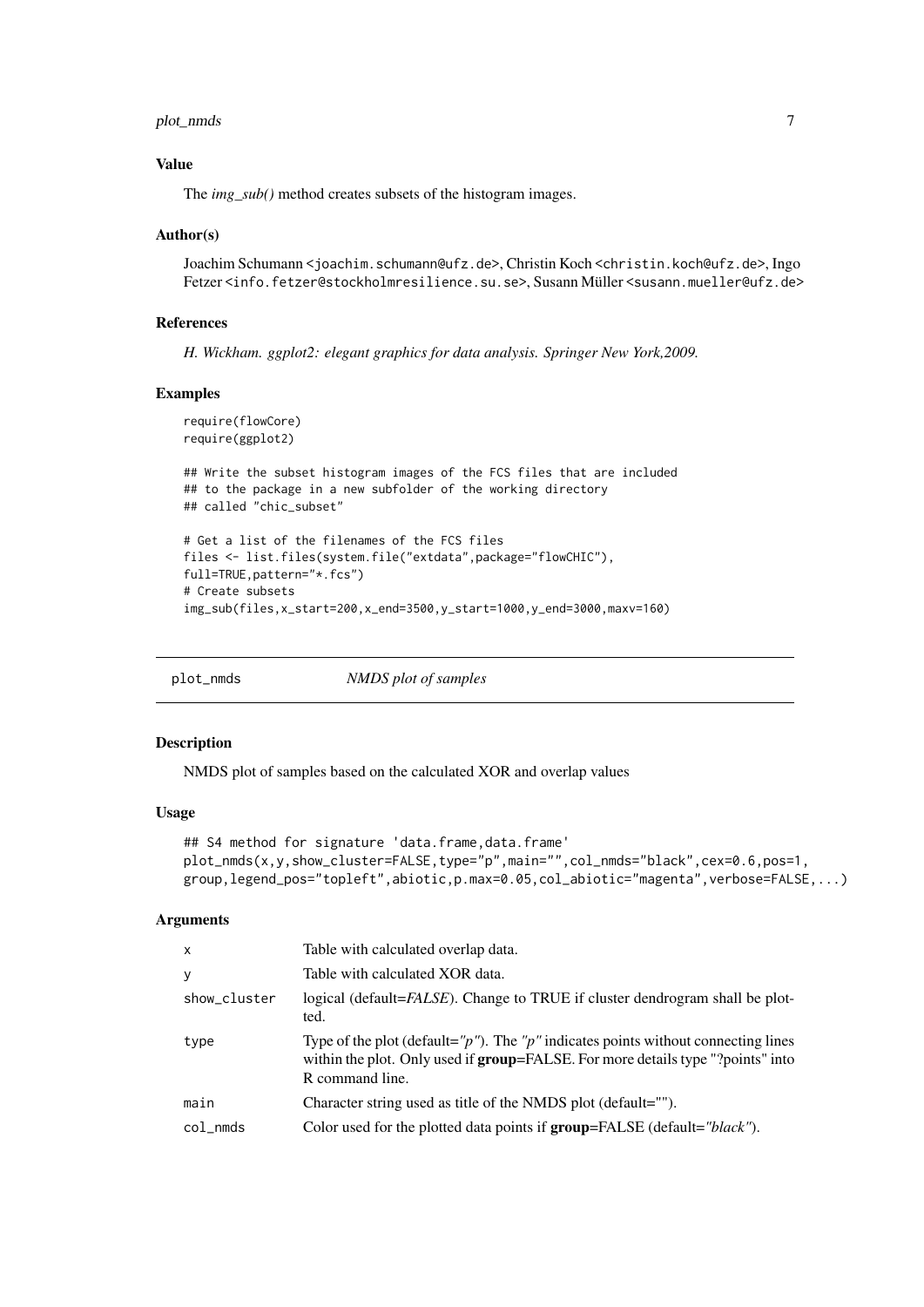### Value

The *img_sub()* method creates subsets of the histogram images.

### Author(s)

Joachim Schumann <joachim.schumann@ufz.de>, Christin Koch <christin.koch@ufz.de>, Ingo Fetzer <info.fetzer@stockholmresilience.su.se>, Susann Müller <susann.mueller@ufz.de>

### References

*H. Wickham. ggplot2: elegant graphics for data analysis. Springer New York,2009.*

### Examples

```
require(flowCore)
require(ggplot2)

## Write the subset histogram images of the FCS files that are included
## to the package in a new subfolder of the working directory
## called "chic_subset"

# Get a list of the filenames of the FCS files
files <- list.files(system.file("extdata",package="flowCHIC"),
full=TRUE,pattern="*.fcs")
# Create subsets
img_sub(files,x_start=200,x_end=3500,y_start=1000,y_end=3000,maxv=160)
```

---

## plot_nmds *NMDS plot of samples*

### Description

NMDS plot of samples based on the calculated XOR and overlap values

### Usage

```
## S4 method for signature 'data.frame,data.frame'
plot_nmds(x,y,show_cluster=FALSE,type="p",main="",col_nmds="black",cex=0.6,pos=1,
group,legend_pos="topleft",abiotic,p.max=0.05,col_abiotic="magenta",verbose=FALSE,...)
```

### Arguments

| | |
|---|---|
| x | Table with calculated overlap data. |
| y | Table with calculated XOR data. |
| show_cluster | logical (default=*FALSE*). Change to TRUE if cluster dendrogram shall be plotted. |
| type | Type of the plot (default=*"p"*). The *"p"* indicates points without connecting lines within the plot. Only used if **group**=FALSE. For more details type "?points" into R command line. |
| main | Character string used as title of the NMDS plot (default=""). |
| col_nmds | Color used for the plotted data points if **group**=FALSE (default=*"black"*). |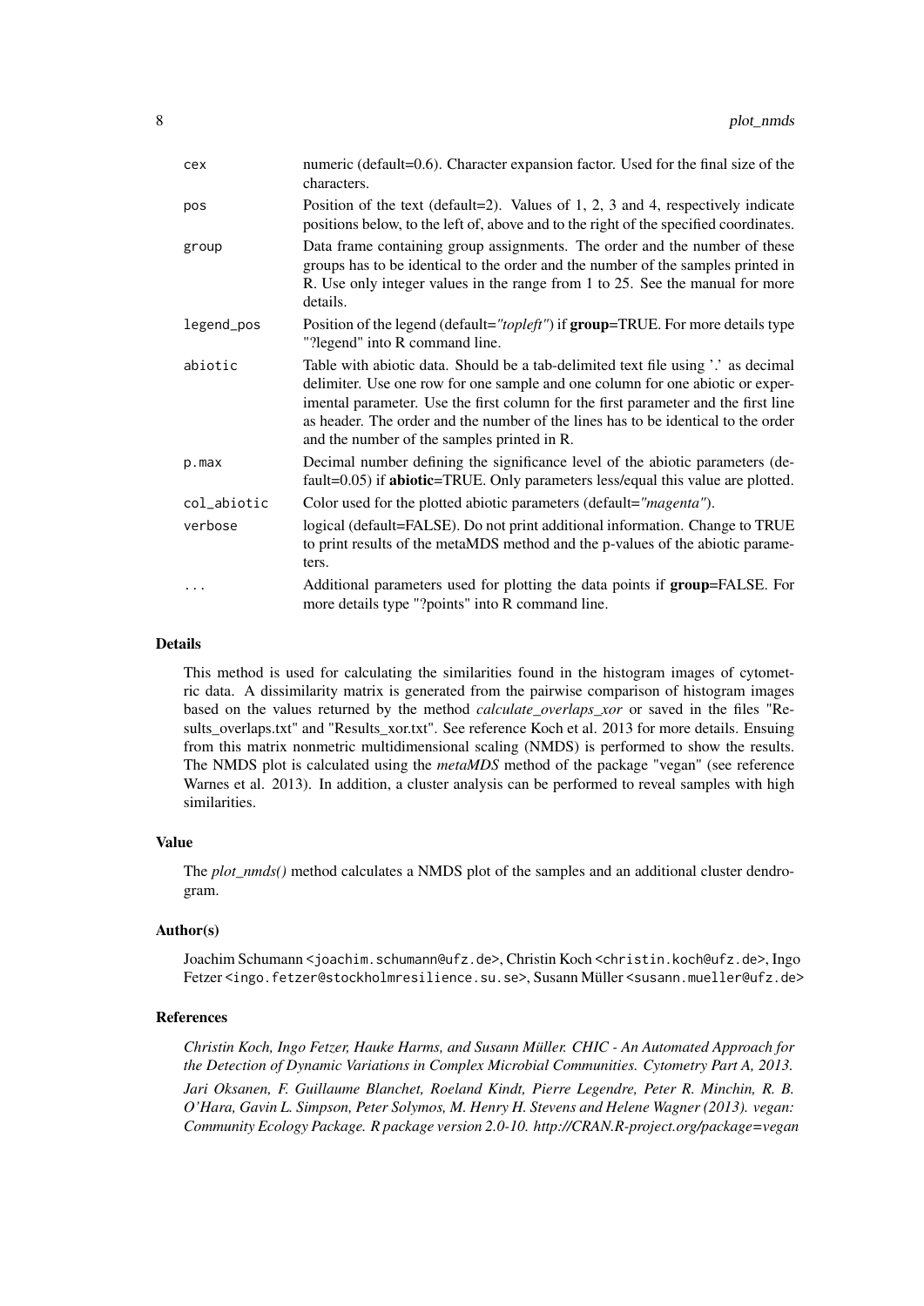| | |
|---|---|
| `cex` | numeric (default=0.6). Character expansion factor. Used for the final size of the characters. |
| `pos` | Position of the text (default=2). Values of 1, 2, 3 and 4, respectively indicate positions below, to the left of, above and to the right of the specified coordinates. |
| `group` | Data frame containing group assignments. The order and the number of these groups has to be identical to the order and the number of the samples printed in R. Use only integer values in the range from 1 to 25. See the manual for more details. |
| `legend_pos` | Position of the legend (default=*"topleft"*) if **group**=TRUE. For more details type "?legend" into R command line. |
| `abiotic` | Table with abiotic data. Should be a tab-delimited text file using '.' as decimal delimiter. Use one row for one sample and one column for one abiotic or experimental parameter. Use the first column for the first parameter and the first line as header. The order and the number of the lines has to be identical to the order and the number of the samples printed in R. |
| `p.max` | Decimal number defining the significance level of the abiotic parameters (default=0.05) if **abiotic**=TRUE. Only parameters less/equal this value are plotted. |
| `col_abiotic` | Color used for the plotted abiotic parameters (default=*"magenta"*). |
| `verbose` | logical (default=FALSE). Do not print additional information. Change to TRUE to print results of the metaMDS method and the p-values of the abiotic parameters. |
| `...` | Additional parameters used for plotting the data points if **group**=FALSE. For more details type "?points" into R command line. |

## Details

This method is used for calculating the similarities found in the histogram images of cytometric data. A dissimilarity matrix is generated from the pairwise comparison of histogram images based on the values returned by the method *calculate_overlaps_xor* or saved in the files "Results_overlaps.txt" and "Results_xor.txt". See reference Koch et al. 2013 for more details. Ensuing from this matrix nonmetric multidimensional scaling (NMDS) is performed to show the results. The NMDS plot is calculated using the *metaMDS* method of the package "vegan" (see reference Warnes et al. 2013). In addition, a cluster analysis can be performed to reveal samples with high similarities.

## Value

The *plot_nmds()* method calculates a NMDS plot of the samples and an additional cluster dendrogram.

## Author(s)

Joachim Schumann <joachim.schumann@ufz.de>, Christin Koch <christin.koch@ufz.de>, Ingo Fetzer <ingo.fetzer@stockholmresilience.su.se>, Susann Müller <susann.mueller@ufz.de>

## References

*Christin Koch, Ingo Fetzer, Hauke Harms, and Susann Müller. CHIC - An Automated Approach for the Detection of Dynamic Variations in Complex Microbial Communities. Cytometry Part A, 2013.*

*Jari Oksanen, F. Guillaume Blanchet, Roeland Kindt, Pierre Legendre, Peter R. Minchin, R. B. O'Hara, Gavin L. Simpson, Peter Solymos, M. Henry H. Stevens and Helene Wagner (2013). vegan: Community Ecology Package. R package version 2.0-10. http://CRAN.R-project.org/package=vegan*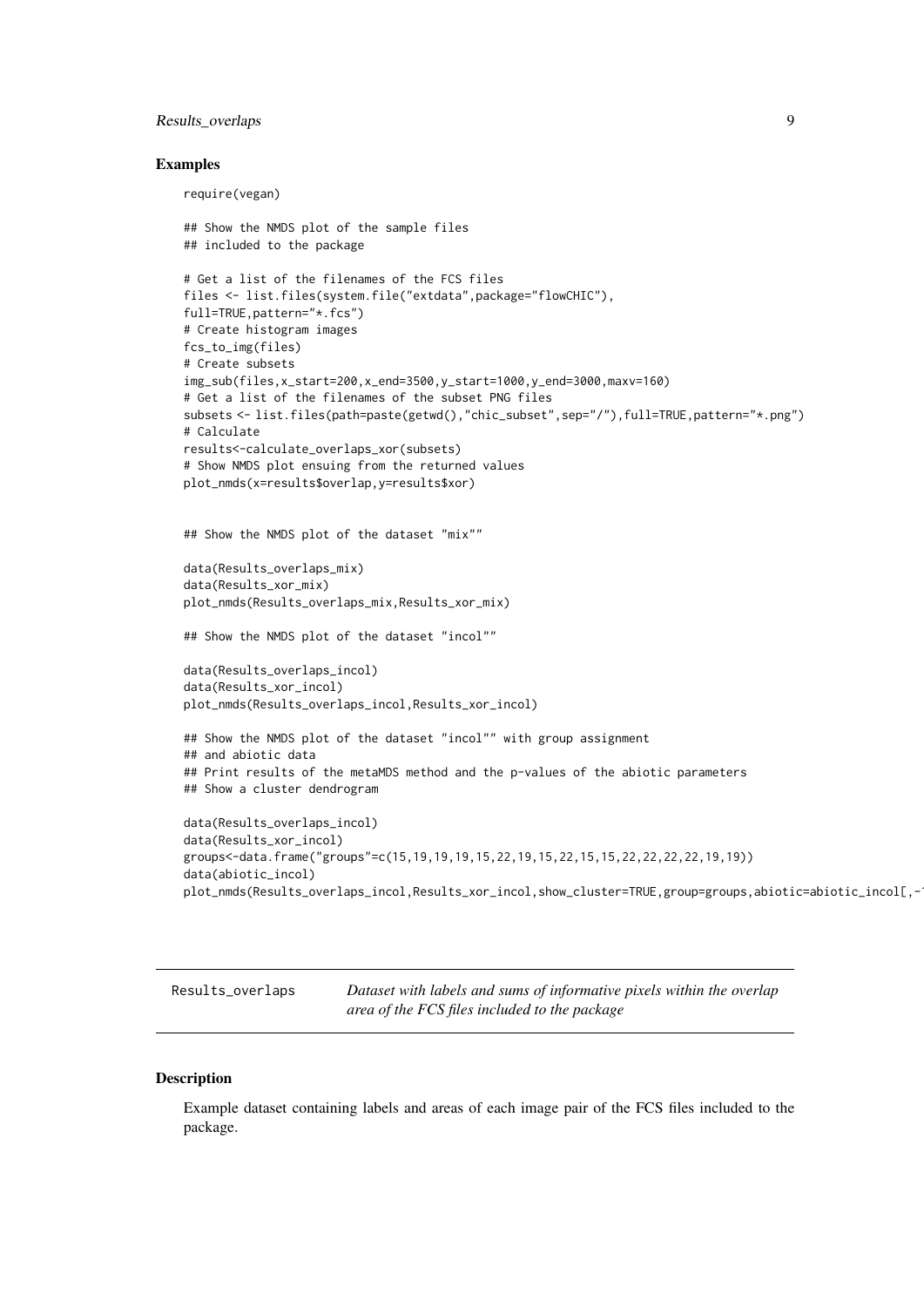### Examples

```
require(vegan)

## Show the NMDS plot of the sample files
## included to the package

# Get a list of the filenames of the FCS files
files <- list.files(system.file("extdata",package="flowCHIC"),
full=TRUE,pattern="*.fcs")
# Create histogram images
fcs_to_img(files)
# Create subsets
img_sub(files,x_start=200,x_end=3500,y_start=1000,y_end=3000,maxv=160)
# Get a list of the filenames of the subset PNG files
subsets <- list.files(path=paste(getwd(),"chic_subset",sep="/"),full=TRUE,pattern="*.png")
# Calculate
results<-calculate_overlaps_xor(subsets)
# Show NMDS plot ensuing from the returned values
plot_nmds(x=results$overlap,y=results$xor)


## Show the NMDS plot of the dataset "mix""

data(Results_overlaps_mix)
data(Results_xor_mix)
plot_nmds(Results_overlaps_mix,Results_xor_mix)

## Show the NMDS plot of the dataset "incol""

data(Results_overlaps_incol)
data(Results_xor_incol)
plot_nmds(Results_overlaps_incol,Results_xor_incol)

## Show the NMDS plot of the dataset "incol"" with group assignment
## and abiotic data
## Print results of the metaMDS method and the p-values of the abiotic parameters
## Show a cluster dendrogram

data(Results_overlaps_incol)
data(Results_xor_incol)
groups<-data.frame("groups"=c(15,19,19,19,15,22,19,15,22,15,15,22,22,22,22,19,19))
data(abiotic_incol)
plot_nmds(Results_overlaps_incol,Results_xor_incol,show_cluster=TRUE,group=groups,abiotic=abiotic_incol[,-
```

---

## Results_overlaps

*Dataset with labels and sums of informative pixels within the overlap area of the FCS files included to the package*

### Description

Example dataset containing labels and areas of each image pair of the FCS files included to the package.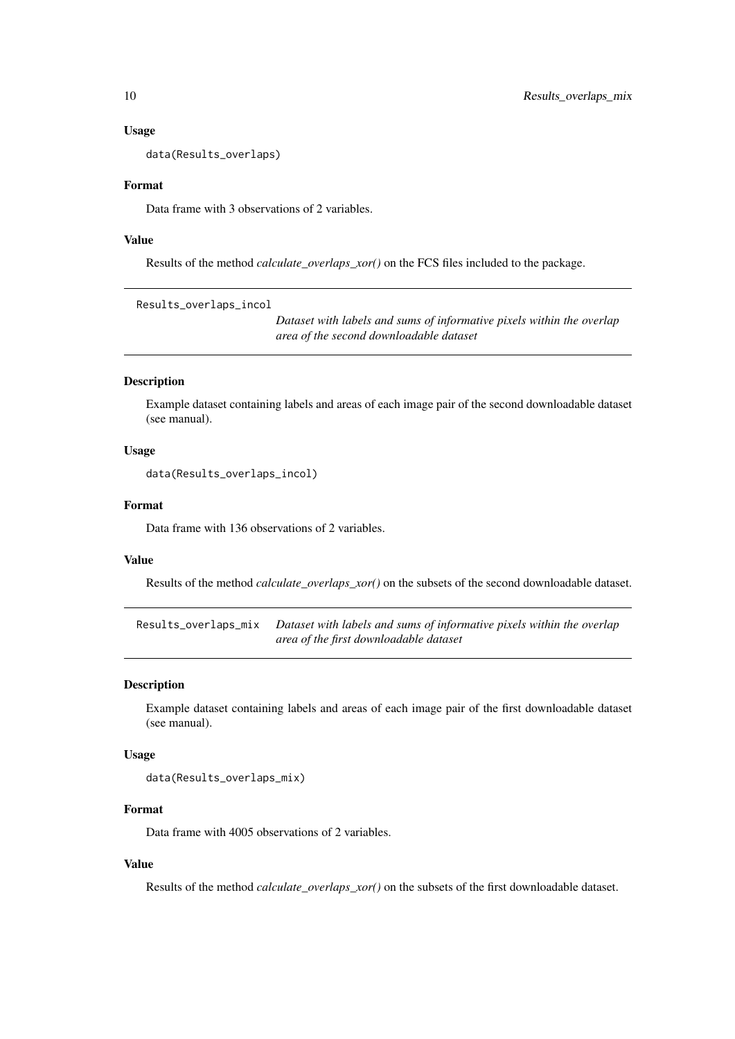### Usage

```
data(Results_overlaps)
```

### Format

Data frame with 3 observations of 2 variables.

### Value

Results of the method *calculate_overlaps_xor()* on the FCS files included to the package.

---

## Results_overlaps_incol

*Dataset with labels and sums of informative pixels within the overlap area of the second downloadable dataset*

---

### Description

Example dataset containing labels and areas of each image pair of the second downloadable dataset (see manual).

### Usage

```
data(Results_overlaps_incol)
```

### Format

Data frame with 136 observations of 2 variables.

### Value

Results of the method *calculate_overlaps_xor()* on the subsets of the second downloadable dataset.

---

## Results_overlaps_mix

*Dataset with labels and sums of informative pixels within the overlap area of the first downloadable dataset*

---

### Description

Example dataset containing labels and areas of each image pair of the first downloadable dataset (see manual).

### Usage

```
data(Results_overlaps_mix)
```

### Format

Data frame with 4005 observations of 2 variables.

### Value

Results of the method *calculate_overlaps_xor()* on the subsets of the first downloadable dataset.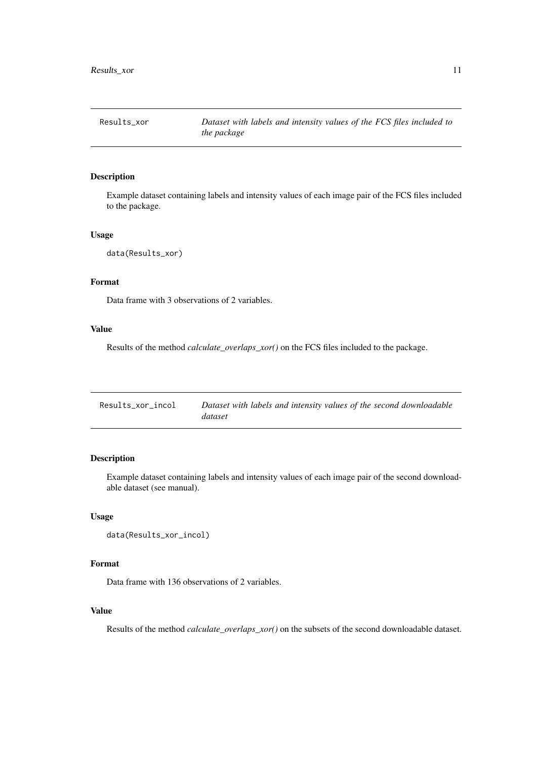## Results_xor — *Dataset with labels and intensity values of the FCS files included to the package*

### Description

Example dataset containing labels and intensity values of each image pair of the FCS files included to the package.

### Usage

```
data(Results_xor)
```

### Format

Data frame with 3 observations of 2 variables.

### Value

Results of the method *calculate_overlaps_xor()* on the FCS files included to the package.

## Results_xor_incol — *Dataset with labels and intensity values of the second downloadable dataset*

### Description

Example dataset containing labels and intensity values of each image pair of the second downloadable dataset (see manual).

### Usage

```
data(Results_xor_incol)
```

### Format

Data frame with 136 observations of 2 variables.

### Value

Results of the method *calculate_overlaps_xor()* on the subsets of the second downloadable dataset.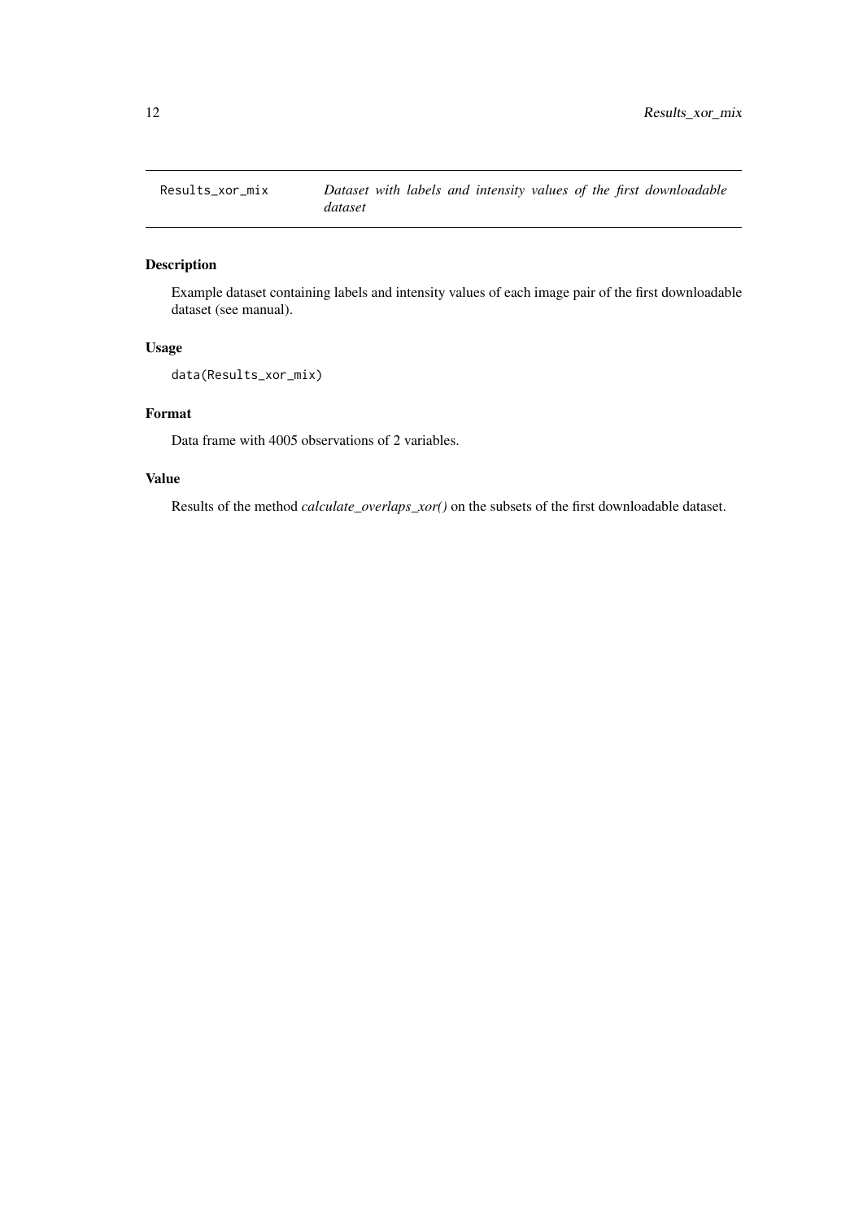Results_xor_mix — *Dataset with labels and intensity values of the first downloadable dataset*

## Description

Example dataset containing labels and intensity values of each image pair of the first downloadable dataset (see manual).

## Usage

```
data(Results_xor_mix)
```

## Format

Data frame with 4005 observations of 2 variables.

## Value

Results of the method *calculate_overlaps_xor()* on the subsets of the first downloadable dataset.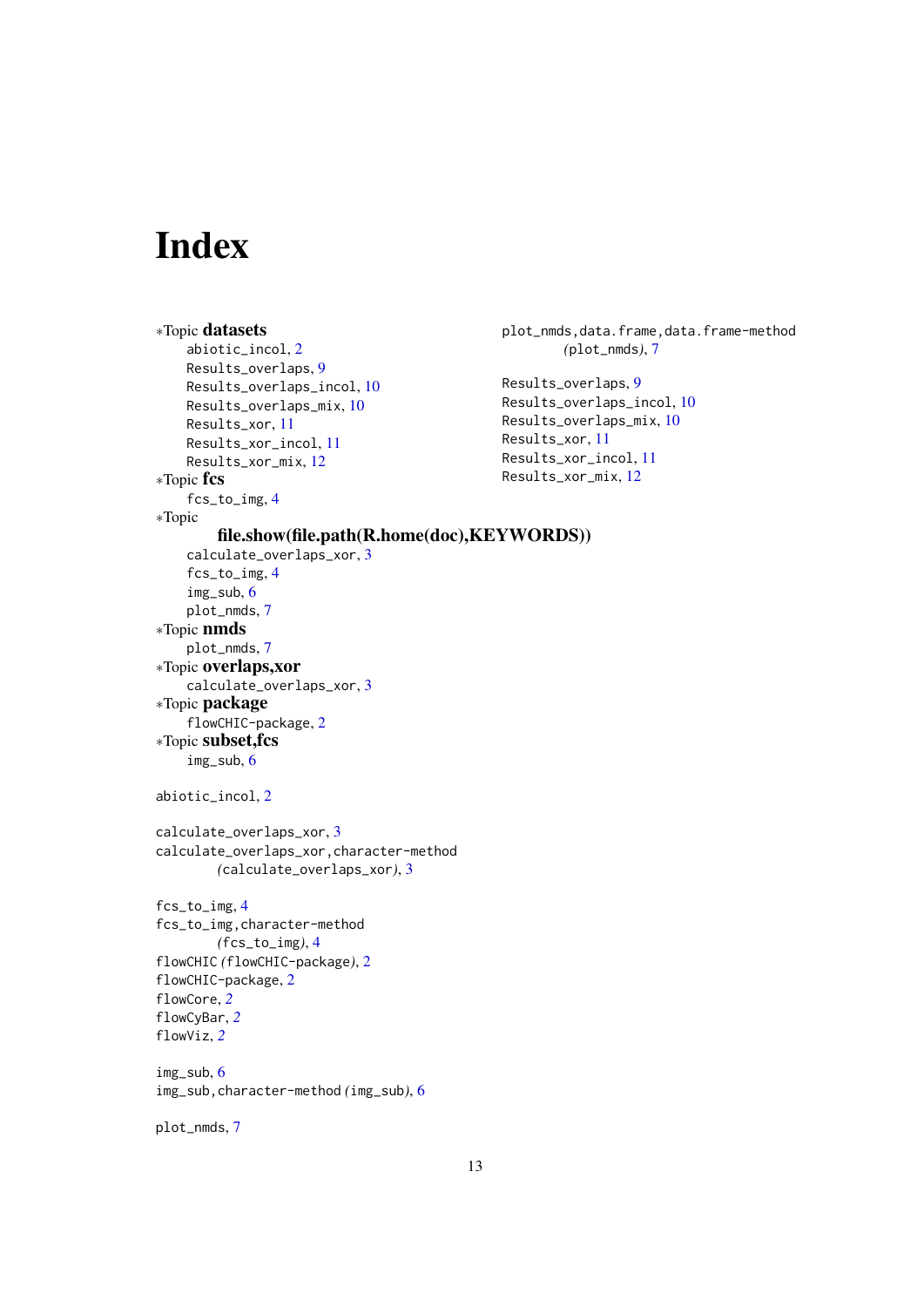# Index

∗Topic **datasets**
- abiotic_incol, 2
- Results_overlaps, 9
- Results_overlaps_incol, 10
- Results_overlaps_mix, 10
- Results_xor, 11
- Results_xor_incol, 11
- Results_xor_mix, 12

∗Topic **fcs**
- fcs_to_img, 4

∗Topic **file.show(file.path(R.home(doc),KEYWORDS))**
- calculate_overlaps_xor, 3
- fcs_to_img, 4
- img_sub, 6
- plot_nmds, 7

∗Topic **nmds**
- plot_nmds, 7

∗Topic **overlaps,xor**
- calculate_overlaps_xor, 3

∗Topic **package**
- flowCHIC-package, 2

∗Topic **subset,fcs**
- img_sub, 6

abiotic_incol, 2

calculate_overlaps_xor, 3
calculate_overlaps_xor,character-method
  (calculate_overlaps_xor), 3

fcs_to_img, 4
fcs_to_img,character-method
  (fcs_to_img), 4
flowCHIC (flowCHIC-package), 2
flowCHIC-package, 2
flowCore, *2*
flowCyBar, *2*
flowViz, *2*

img_sub, 6
img_sub,character-method (img_sub), 6

plot_nmds, 7
plot_nmds,data.frame,data.frame-method
  (plot_nmds), 7

Results_overlaps, 9
Results_overlaps_incol, 10
Results_overlaps_mix, 10
Results_xor, 11
Results_xor_incol, 11
Results_xor_mix, 12